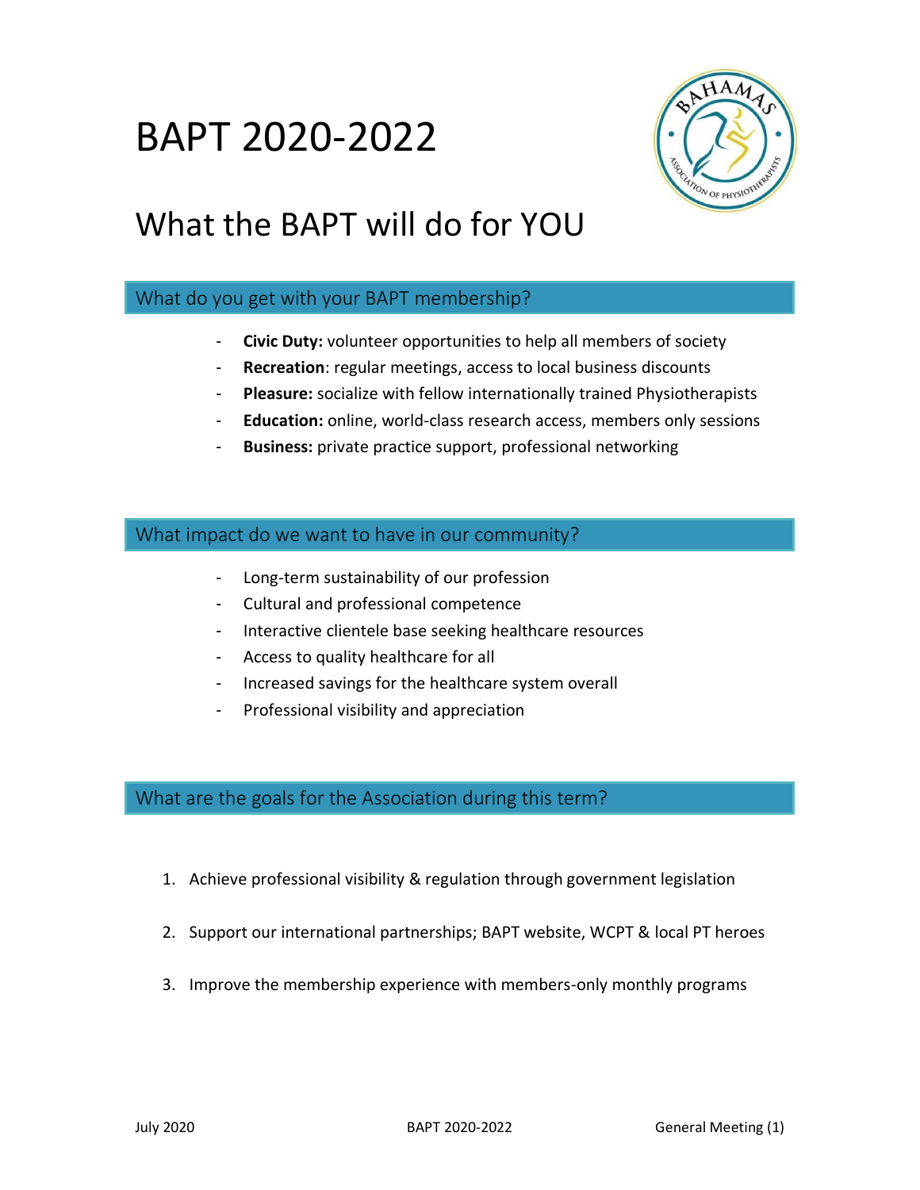# BAPT 2020-2022

## What the BAPT will do for YOU

### What do you get with your BAPT membership?

- **Civic Duty:** volunteer opportunities to help all members of society
- **Recreation**: regular meetings, access to local business discounts
- **Pleasure:** socialize with fellow internationally trained Physiotherapists
- **Education:** online, world-class research access, members only sessions
- **Business:** private practice support, professional networking

### What impact do we want to have in our community?

- Long-term sustainability of our profession
- Cultural and professional competence
- Interactive clientele base seeking healthcare resources
- Access to quality healthcare for all
- Increased savings for the healthcare system overall
- Professional visibility and appreciation

### What are the goals for the Association during this term?

1. Achieve professional visibility & regulation through government legislation
2. Support our international partnerships; BAPT website, WCPT & local PT heroes
3. Improve the membership experience with members-only monthly programs

July 2020 BAPT 2020-2022 General Meeting (1)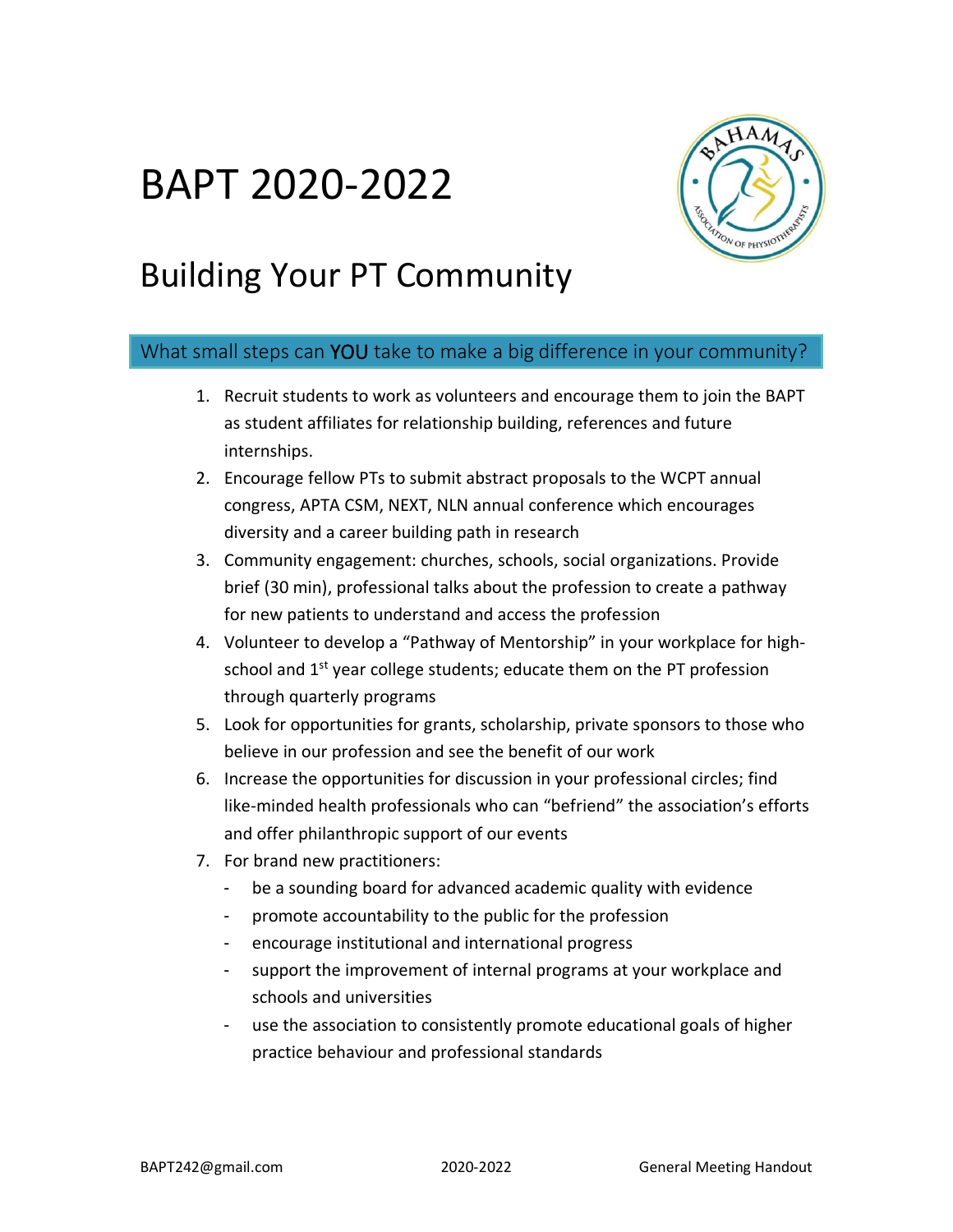# BAPT 2020-2022

## Building Your PT Community

What small steps can **YOU** take to make a big difference in your community?

1. Recruit students to work as volunteers and encourage them to join the BAPT as student affiliates for relationship building, references and future internships.
2. Encourage fellow PTs to submit abstract proposals to the WCPT annual congress, APTA CSM, NEXT, NLN annual conference which encourages diversity and a career building path in research
3. Community engagement: churches, schools, social organizations. Provide brief (30 min), professional talks about the profession to create a pathway for new patients to understand and access the profession
4. Volunteer to develop a "Pathway of Mentorship" in your workplace for high-school and 1st year college students; educate them on the PT profession through quarterly programs
5. Look for opportunities for grants, scholarship, private sponsors to those who believe in our profession and see the benefit of our work
6. Increase the opportunities for discussion in your professional circles; find like-minded health professionals who can "befriend" the association's efforts and offer philanthropic support of our events
7. For brand new practitioners:
   - be a sounding board for advanced academic quality with evidence
   - promote accountability to the public for the profession
   - encourage institutional and international progress
   - support the improvement of internal programs at your workplace and schools and universities
   - use the association to consistently promote educational goals of higher practice behaviour and professional standards